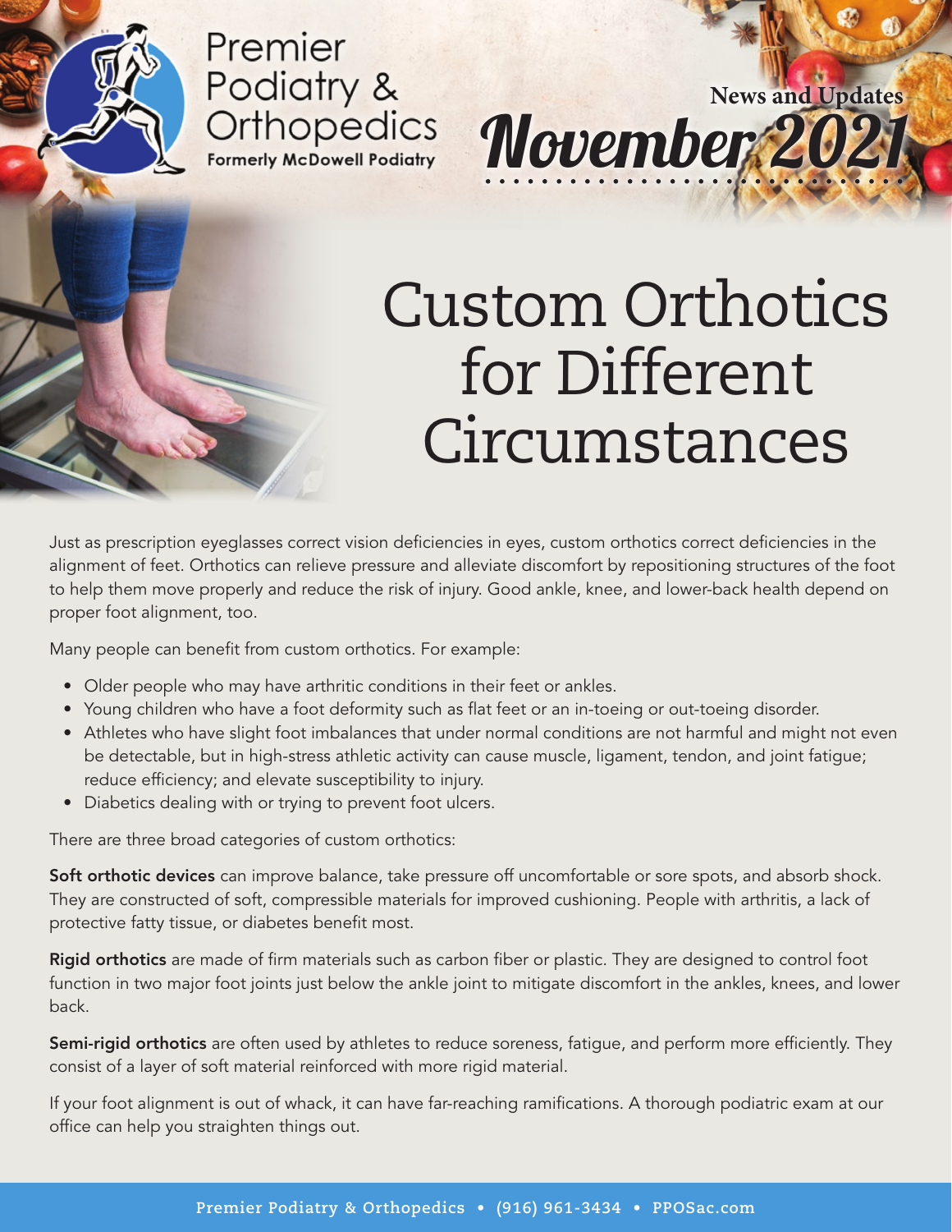Premier Podiatry & Orthopedics

Formerly McDowell Podiatry

News and Updates

*November 2021*

# Custom Orthotics for Different Circumstances

Just as prescription eyeglasses correct vision deficiencies in eyes, custom orthotics correct deficiencies in the alignment of feet. Orthotics can relieve pressure and alleviate discomfort by repositioning structures of the foot to help them move properly and reduce the risk of injury. Good ankle, knee, and lower-back health depend on proper foot alignment, too.

Many people can benefit from custom orthotics. For example:

- Older people who may have arthritic conditions in their feet or ankles.
- Young children who have a foot deformity such as flat feet or an in-toeing or out-toeing disorder.
- Athletes who have slight foot imbalances that under normal conditions are not harmful and might not even be detectable, but in high-stress athletic activity can cause muscle, ligament, tendon, and joint fatigue; reduce efficiency; and elevate susceptibility to injury.
- Diabetics dealing with or trying to prevent foot ulcers.

There are three broad categories of custom orthotics:

**Soft orthotic devices** can improve balance, take pressure off uncomfortable or sore spots, and absorb shock. They are constructed of soft, compressible materials for improved cushioning. People with arthritis, a lack of protective fatty tissue, or diabetes benefit most.

**Rigid orthotics** are made of firm materials such as carbon fiber or plastic. They are designed to control foot function in two major foot joints just below the ankle joint to mitigate discomfort in the ankles, knees, and lower back.

**Semi-rigid orthotics** are often used by athletes to reduce soreness, fatigue, and perform more efficiently. They consist of a layer of soft material reinforced with more rigid material.

If your foot alignment is out of whack, it can have far-reaching ramifications. A thorough podiatric exam at our office can help you straighten things out.

Premier Podiatry & Orthopedics • (916) 961-3434 • PPOSac.com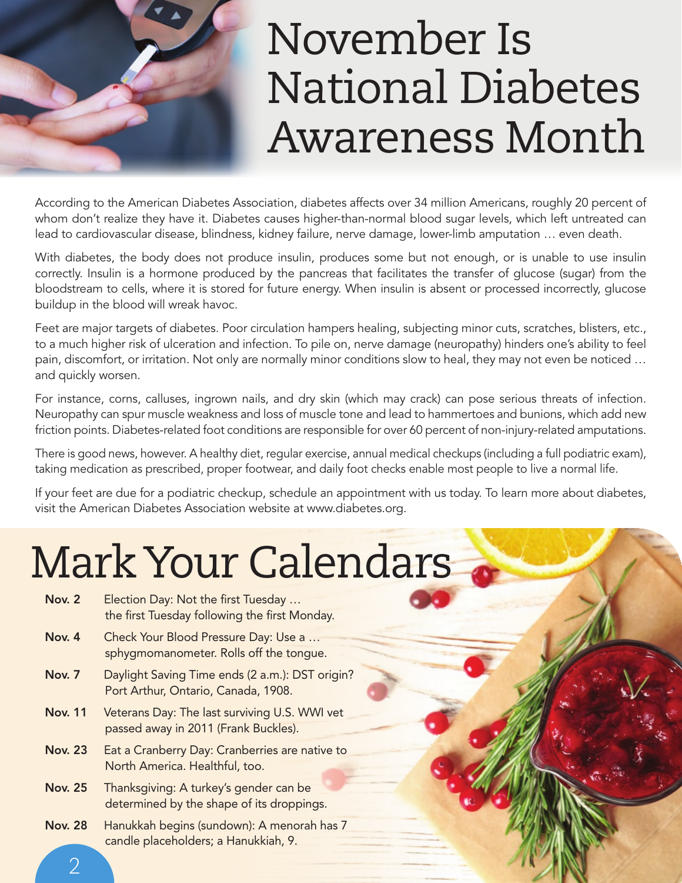# November Is National Diabetes Awareness Month

According to the American Diabetes Association, diabetes affects over 34 million Americans, roughly 20 percent of whom don't realize they have it. Diabetes causes higher-than-normal blood sugar levels, which left untreated can lead to cardiovascular disease, blindness, kidney failure, nerve damage, lower-limb amputation … even death.

With diabetes, the body does not produce insulin, produces some but not enough, or is unable to use insulin correctly. Insulin is a hormone produced by the pancreas that facilitates the transfer of glucose (sugar) from the bloodstream to cells, where it is stored for future energy. When insulin is absent or processed incorrectly, glucose buildup in the blood will wreak havoc.

Feet are major targets of diabetes. Poor circulation hampers healing, subjecting minor cuts, scratches, blisters, etc., to a much higher risk of ulceration and infection. To pile on, nerve damage (neuropathy) hinders one's ability to feel pain, discomfort, or irritation. Not only are normally minor conditions slow to heal, they may not even be noticed … and quickly worsen.

For instance, corns, calluses, ingrown nails, and dry skin (which may crack) can pose serious threats of infection. Neuropathy can spur muscle weakness and loss of muscle tone and lead to hammertoes and bunions, which add new friction points. Diabetes-related foot conditions are responsible for over 60 percent of non-injury-related amputations.

There is good news, however. A healthy diet, regular exercise, annual medical checkups (including a full podiatric exam), taking medication as prescribed, proper footwear, and daily foot checks enable most people to live a normal life.

If your feet are due for a podiatric checkup, schedule an appointment with us today. To learn more about diabetes, visit the American Diabetes Association website at www.diabetes.org.

# Mark Your Calendars

**Nov. 2** Election Day: Not the first Tuesday … the first Tuesday following the first Monday.

**Nov. 4** Check Your Blood Pressure Day: Use a … sphygmomanometer. Rolls off the tongue.

**Nov. 7** Daylight Saving Time ends (2 a.m.): DST origin? Port Arthur, Ontario, Canada, 1908.

**Nov. 11** Veterans Day: The last surviving U.S. WWI vet passed away in 2011 (Frank Buckles).

**Nov. 23** Eat a Cranberry Day: Cranberries are native to North America. Healthful, too.

**Nov. 25** Thanksgiving: A turkey's gender can be determined by the shape of its droppings.

**Nov. 28** Hanukkah begins (sundown): A menorah has 7 candle placeholders; a Hanukkiah, 9.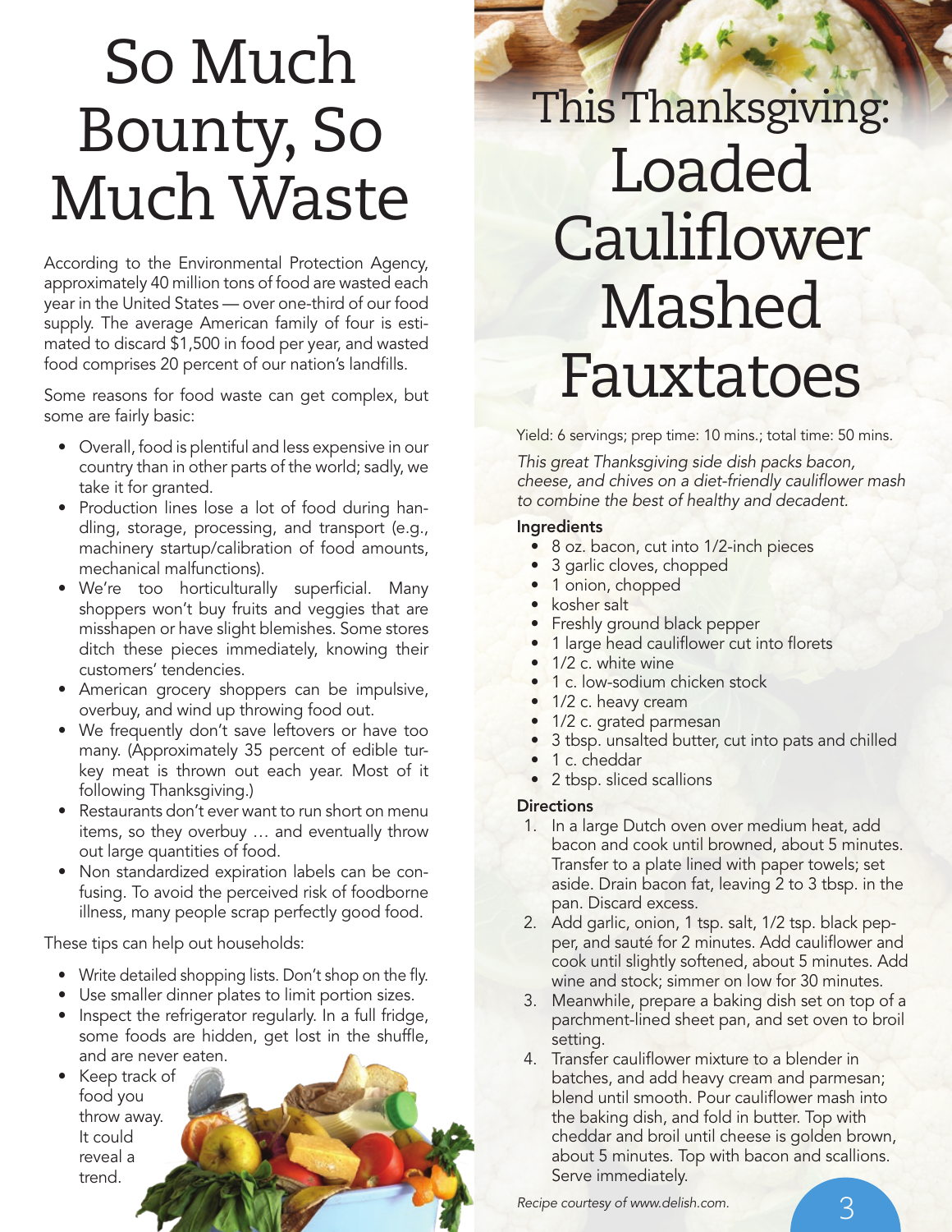# So Much Bounty, So Much Waste

According to the Environmental Protection Agency, approximately 40 million tons of food are wasted each year in the United States — over one-third of our food supply. The average American family of four is estimated to discard $1,500 in food per year, and wasted food comprises 20 percent of our nation's landfills.

Some reasons for food waste can get complex, but some are fairly basic:

- Overall, food is plentiful and less expensive in our country than in other parts of the world; sadly, we take it for granted.
- Production lines lose a lot of food during handling, storage, processing, and transport (e.g., machinery startup/calibration of food amounts, mechanical malfunctions).
- We're too horticulturally superficial. Many shoppers won't buy fruits and veggies that are misshapen or have slight blemishes. Some stores ditch these pieces immediately, knowing their customers' tendencies.
- American grocery shoppers can be impulsive, overbuy, and wind up throwing food out.
- We frequently don't save leftovers or have too many. (Approximately 35 percent of edible turkey meat is thrown out each year. Most of it following Thanksgiving.)
- Restaurants don't ever want to run short on menu items, so they overbuy … and eventually throw out large quantities of food.
- Non standardized expiration labels can be confusing. To avoid the perceived risk of foodborne illness, many people scrap perfectly good food.

These tips can help out households:

- Write detailed shopping lists. Don't shop on the fly.
- Use smaller dinner plates to limit portion sizes.
- Inspect the refrigerator regularly. In a full fridge, some foods are hidden, get lost in the shuffle, and are never eaten.
- Keep track of food you throw away. It could reveal a trend.

# This Thanksgiving: Loaded Cauliflower Mashed Fauxtatoes

Yield: 6 servings; prep time: 10 mins.; total time: 50 mins.

*This great Thanksgiving side dish packs bacon, cheese, and chives on a diet-friendly cauliflower mash to combine the best of healthy and decadent.*

**Ingredients**

- 8 oz. bacon, cut into 1/2-inch pieces
- 3 garlic cloves, chopped
- 1 onion, chopped
- kosher salt
- Freshly ground black pepper
- 1 large head cauliflower cut into florets
- 1/2 c. white wine
- 1 c. low-sodium chicken stock
- 1/2 c. heavy cream
- 1/2 c. grated parmesan
- 3 tbsp. unsalted butter, cut into pats and chilled
- 1 c. cheddar
- 2 tbsp. sliced scallions

**Directions**

1. In a large Dutch oven over medium heat, add bacon and cook until browned, about 5 minutes. Transfer to a plate lined with paper towels; set aside. Drain bacon fat, leaving 2 to 3 tbsp. in the pan. Discard excess.
2. Add garlic, onion, 1 tsp. salt, 1/2 tsp. black pepper, and sauté for 2 minutes. Add cauliflower and cook until slightly softened, about 5 minutes. Add wine and stock; simmer on low for 30 minutes.
3. Meanwhile, prepare a baking dish set on top of a parchment-lined sheet pan, and set oven to broil setting.
4. Transfer cauliflower mixture to a blender in batches, and add heavy cream and parmesan; blend until smooth. Pour cauliflower mash into the baking dish, and fold in butter. Top with cheddar and broil until cheese is golden brown, about 5 minutes. Top with bacon and scallions. Serve immediately.

*Recipe courtesy of www.delish.com.*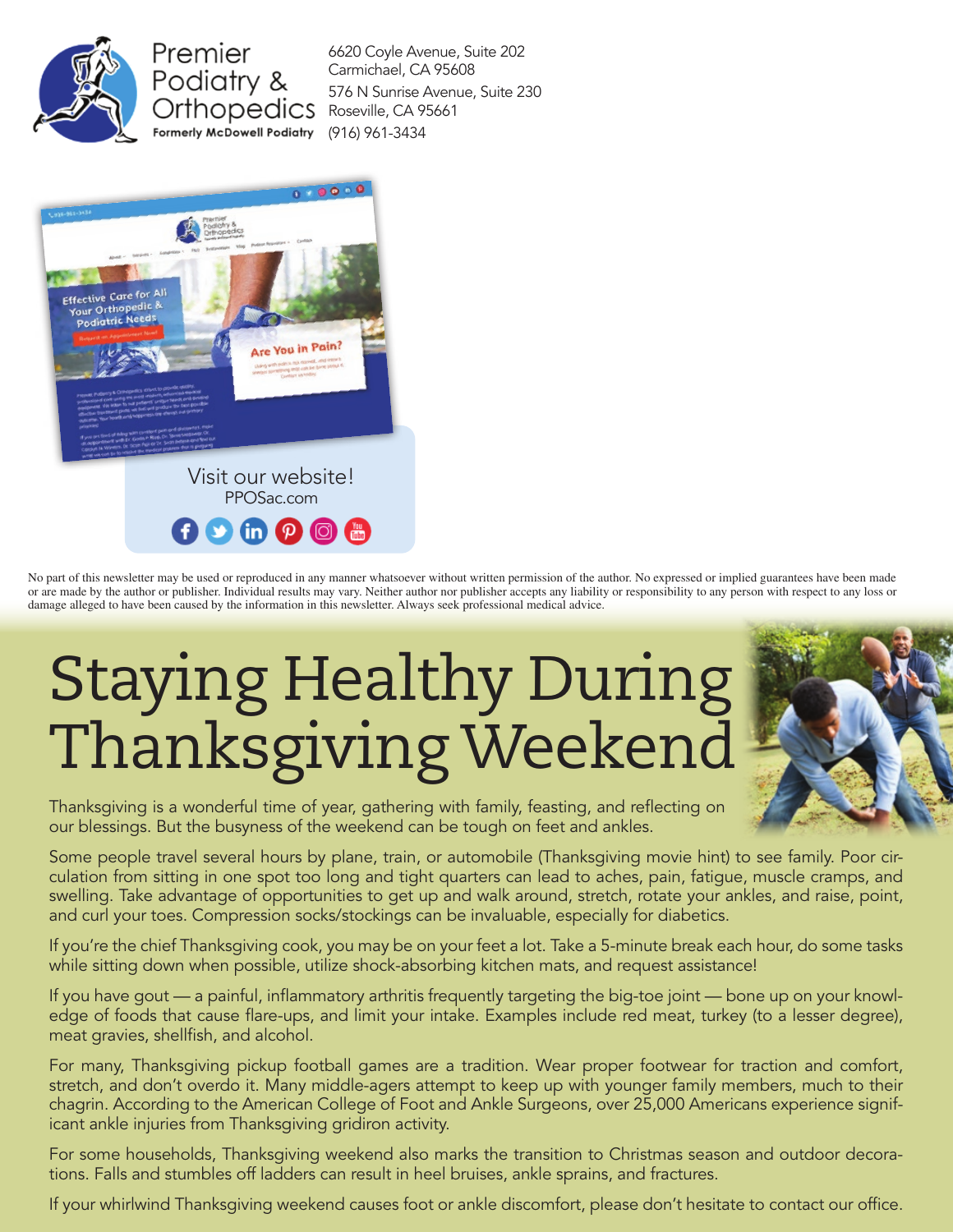Premier Podiatry & Orthopedics

Formerly McDowell Podiatry

6620 Coyle Avenue, Suite 202
Carmichael, CA 95608

576 N Sunrise Avenue, Suite 230
Roseville, CA 95661

(916) 961-3434

Visit our website!
PPOSac.com

No part of this newsletter may be used or reproduced in any manner whatsoever without written permission of the author. No expressed or implied guarantees have been made or are made by the author or publisher. Individual results may vary. Neither author nor publisher accepts any liability or responsibility to any person with respect to any loss or damage alleged to have been caused by the information in this newsletter. Always seek professional medical advice.

# Staying Healthy During Thanksgiving Weekend

Thanksgiving is a wonderful time of year, gathering with family, feasting, and reflecting on our blessings. But the busyness of the weekend can be tough on feet and ankles.

Some people travel several hours by plane, train, or automobile (Thanksgiving movie hint) to see family. Poor circulation from sitting in one spot too long and tight quarters can lead to aches, pain, fatigue, muscle cramps, and swelling. Take advantage of opportunities to get up and walk around, stretch, rotate your ankles, and raise, point, and curl your toes. Compression socks/stockings can be invaluable, especially for diabetics.

If you're the chief Thanksgiving cook, you may be on your feet a lot. Take a 5-minute break each hour, do some tasks while sitting down when possible, utilize shock-absorbing kitchen mats, and request assistance!

If you have gout — a painful, inflammatory arthritis frequently targeting the big-toe joint — bone up on your knowledge of foods that cause flare-ups, and limit your intake. Examples include red meat, turkey (to a lesser degree), meat gravies, shellfish, and alcohol.

For many, Thanksgiving pickup football games are a tradition. Wear proper footwear for traction and comfort, stretch, and don't overdo it. Many middle-agers attempt to keep up with younger family members, much to their chagrin. According to the American College of Foot and Ankle Surgeons, over 25,000 Americans experience significant ankle injuries from Thanksgiving gridiron activity.

For some households, Thanksgiving weekend also marks the transition to Christmas season and outdoor decorations. Falls and stumbles off ladders can result in heel bruises, ankle sprains, and fractures.

If your whirlwind Thanksgiving weekend causes foot or ankle discomfort, please don't hesitate to contact our office.